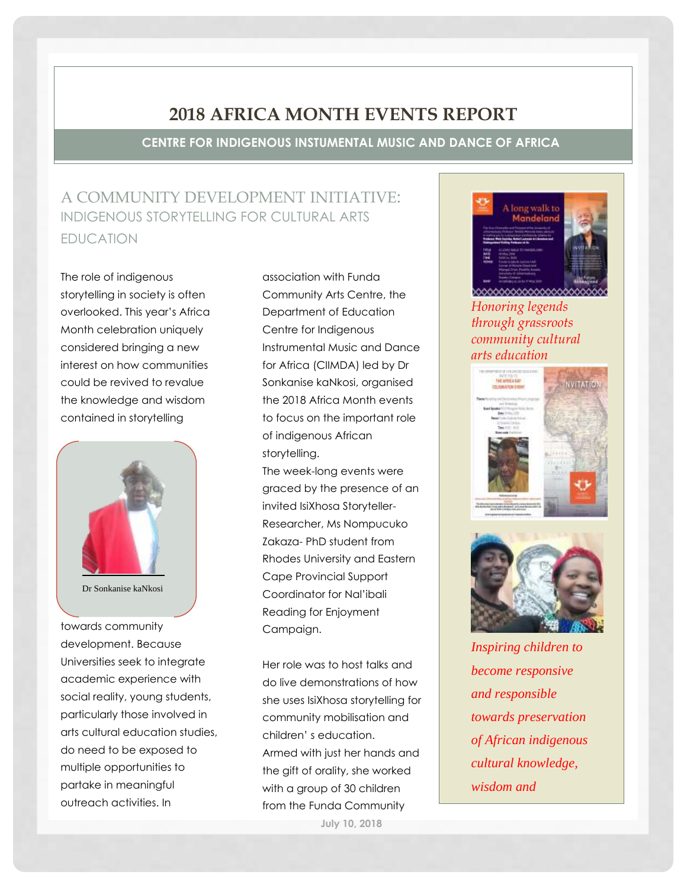# 2018 AFRICA MONTH EVENTS REPORT

**CENTRE FOR INDIGENOUS INSTUMENTAL MUSIC AND DANCE OF AFRICA**

## A COMMUNITY DEVELOPMENT INITIATIVE:
### INDIGENOUS STORYTELLING FOR CULTURAL ARTS EDUCATION

The role of indigenous storytelling in society is often overlooked. This year's Africa Month celebration uniquely considered bringing a new interest on how communities could be revived to revalue the knowledge and wisdom contained in storytelling towards community development. Because Universities seek to integrate academic experience with social reality, young students, particularly those involved in arts cultural education studies, do need to be exposed to multiple opportunities to partake in meaningful outreach activities. In association with Funda Community Arts Centre, the Department of Education Centre for Indigenous Instrumental Music and Dance for Africa (CIIMDA) led by Dr Sonkanise kaNkosi, organised the 2018 Africa Month events to focus on the important role of indigenous African storytelling.

Dr Sonkanise kaNkosi

The week-long events were graced by the presence of an invited IsiXhosa Storyteller-Researcher, Ms Nompucuko Zakaza- PhD student from Rhodes University and Eastern Cape Provincial Support Coordinator for Nal'ibali Reading for Enjoyment Campaign.

Her role was to host talks and do live demonstrations of how she uses IsiXhosa storytelling for community mobilisation and children' s education. Armed with just her hands and the gift of orality, she worked with a group of 30 children from the Funda Community

*Honoring legends through grassroots community cultural arts education*

*Inspiring children to become responsive and responsible towards preservation of African indigenous cultural knowledge, wisdom and*

July 10, 2018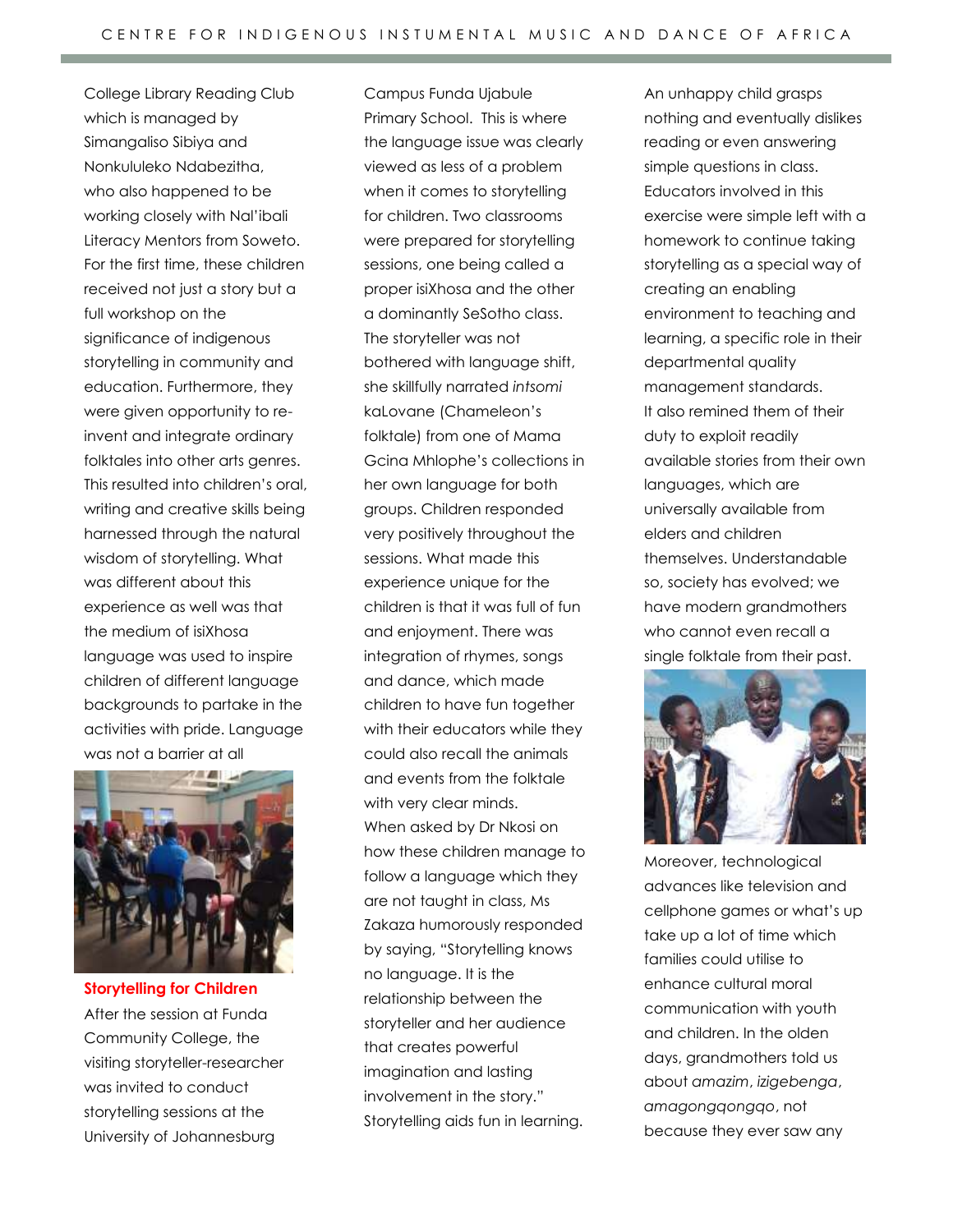College Library Reading Club which is managed by Simangaliso Sibiya and Nonkululeko Ndabezitha, who also happened to be working closely with Nal'ibali Literacy Mentors from Soweto. For the first time, these children received not just a story but a full workshop on the significance of indigenous storytelling in community and education. Furthermore, they were given opportunity to re-invent and integrate ordinary folktales into other arts genres. This resulted into children's oral, writing and creative skills being harnessed through the natural wisdom of storytelling. What was different about this experience as well was that the medium of isiXhosa language was used to inspire children of different language backgrounds to partake in the activities with pride. Language was not a barrier at all

## Storytelling for Children

After the session at Funda Community College, the visiting storyteller-researcher was invited to conduct storytelling sessions at the University of Johannesburg Campus Funda Ujabule Primary School. This is where the language issue was clearly viewed as less of a problem when it comes to storytelling for children. Two classrooms were prepared for storytelling sessions, one being called a proper isiXhosa and the other a dominantly SeSotho class. The storyteller was not bothered with language shift, she skillfully narrated *intsomi* kaLovane (Chameleon's folktale) from one of Mama Gcina Mhlophe's collections in her own language for both groups. Children responded very positively throughout the sessions. What made this experience unique for the children is that it was full of fun and enjoyment. There was integration of rhymes, songs and dance, which made children to have fun together with their educators while they could also recall the animals and events from the folktale with very clear minds. When asked by Dr Nkosi on how these children manage to follow a language which they are not taught in class, Ms Zakaza humorously responded by saying, "Storytelling knows no language. It is the relationship between the storyteller and her audience that creates powerful imagination and lasting involvement in the story." Storytelling aids fun in learning. An unhappy child grasps nothing and eventually dislikes reading or even answering simple questions in class. Educators involved in this exercise were simple left with a homework to continue taking storytelling as a special way of creating an enabling environment to teaching and learning, a specific role in their departmental quality management standards. It also remined them of their duty to exploit readily available stories from their own languages, which are universally available from elders and children themselves. Understandable so, society has evolved; we have modern grandmothers who cannot even recall a single folktale from their past.

Moreover, technological advances like television and cellphone games or what's up take up a lot of time which families could utilise to enhance cultural moral communication with youth and children. In the olden days, grandmothers told us about *amazim*, *izigebenga*, *amagongqongqo*, not because they ever saw any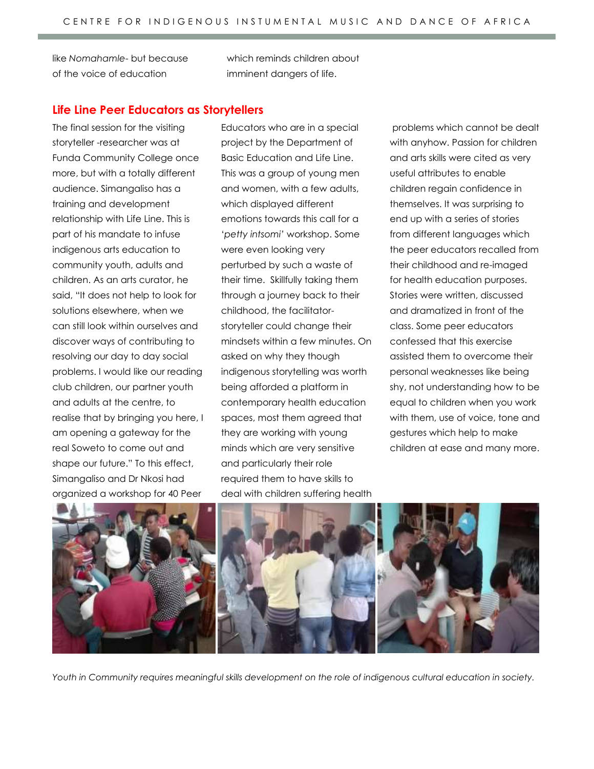like *Nomahamle*- but because of the voice of education which reminds children about imminent dangers of life.

## Life Line Peer Educators as Storytellers

The final session for the visiting storyteller -researcher was at Funda Community College once more, but with a totally different audience. Simangaliso has a training and development relationship with Life Line. This is part of his mandate to infuse indigenous arts education to community youth, adults and children. As an arts curator, he said, "It does not help to look for solutions elsewhere, when we can still look within ourselves and discover ways of contributing to resolving our day to day social problems. I would like our reading club children, our partner youth and adults at the centre, to realise that by bringing you here, I am opening a gateway for the real Soweto to come out and shape our future." To this effect, Simangaliso and Dr Nkosi had organized a workshop for 40 Peer Educators who are in a special project by the Department of Basic Education and Life Line. This was a group of young men and women, with a few adults, which displayed different emotions towards this call for a '*petty intsomi*' workshop. Some were even looking very perturbed by such a waste of their time. Skillfully taking them through a journey back to their childhood, the facilitator-storyteller could change their mindsets within a few minutes. On asked on why they though indigenous storytelling was worth being afforded a platform in contemporary health education spaces, most them agreed that they are working with young minds which are very sensitive and particularly their role required them to have skills to deal with children suffering health problems which cannot be dealt with anyhow. Passion for children and arts skills were cited as very useful attributes to enable children regain confidence in themselves. It was surprising to end up with a series of stories from different languages which the peer educators recalled from their childhood and re-imaged for health education purposes. Stories were written, discussed and dramatized in front of the class. Some peer educators confessed that this exercise assisted them to overcome their personal weaknesses like being shy, not understanding how to be equal to children when you work with them, use of voice, tone and gestures which help to make children at ease and many more.

*Youth in Community requires meaningful skills development on the role of indigenous cultural education in society.*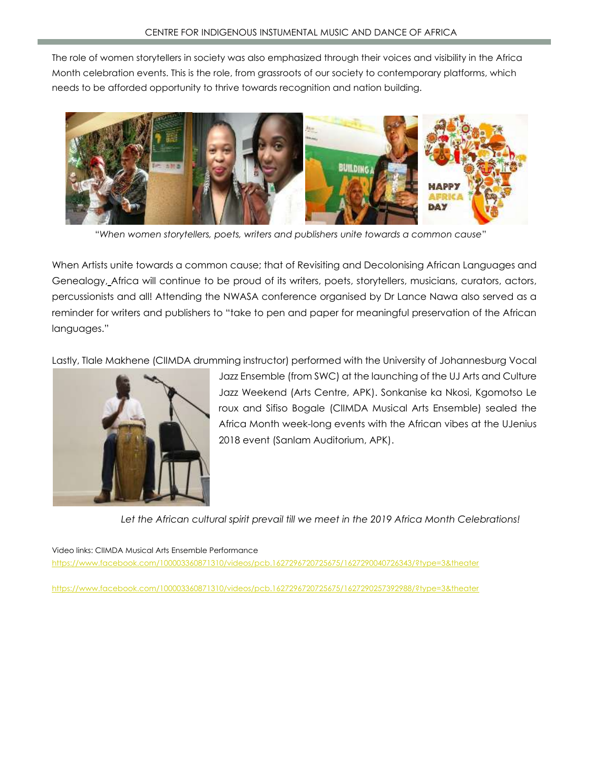The role of women storytellers in society was also emphasized through their voices and visibility in the Africa Month celebration events. This is the role, from grassroots of our society to contemporary platforms, which needs to be afforded opportunity to thrive towards recognition and nation building.

*"When women storytellers, poets, writers and publishers unite towards a common cause"*

When Artists unite towards a common cause; that of Revisiting and Decolonising African Languages and Genealogy, Africa will continue to be proud of its writers, poets, storytellers, musicians, curators, actors, percussionists and all! Attending the NWASA conference organised by Dr Lance Nawa also served as a reminder for writers and publishers to "take to pen and paper for meaningful preservation of the African languages."

Lastly, Tlale Makhene (CIIMDA drumming instructor) performed with the University of Johannesburg Vocal Jazz Ensemble (from SWC) at the launching of the UJ Arts and Culture Jazz Weekend (Arts Centre, APK). Sonkanise ka Nkosi, Kgomotso Le roux and Sifiso Bogale (CIIMDA Musical Arts Ensemble) sealed the Africa Month week-long events with the African vibes at the UJenius 2018 event (Sanlam Auditorium, APK).

*Let the African cultural spirit prevail till we meet in the 2019 Africa Month Celebrations!*

Video links: CIIMDA Musical Arts Ensemble Performance

https://www.facebook.com/100003360871310/videos/pcb.1627296720725675/1627290040726343/?type=3&theater

https://www.facebook.com/100003360871310/videos/pcb.1627296720725675/1627290257392988/?type=3&theater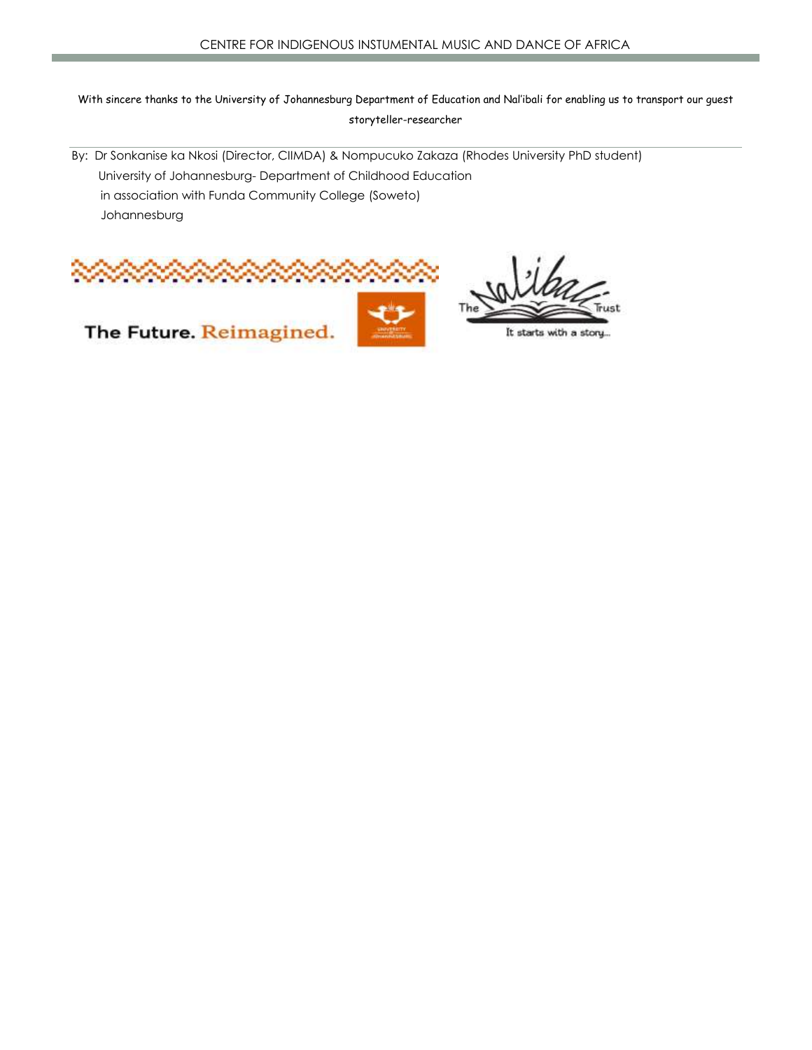With sincere thanks to the University of Johannesburg Department of Education and Nal'ibali for enabling us to transport our guest storyteller-researcher

By: Dr Sonkanise ka Nkosi (Director, CIIMDA) & Nompucuko Zakaza (Rhodes University PhD student)
University of Johannesburg- Department of Childhood Education
in association with Funda Community College (Soweto)
Johannesburg

The Future. Reimagined.

The Nal'ibali Trust
It starts with a story...